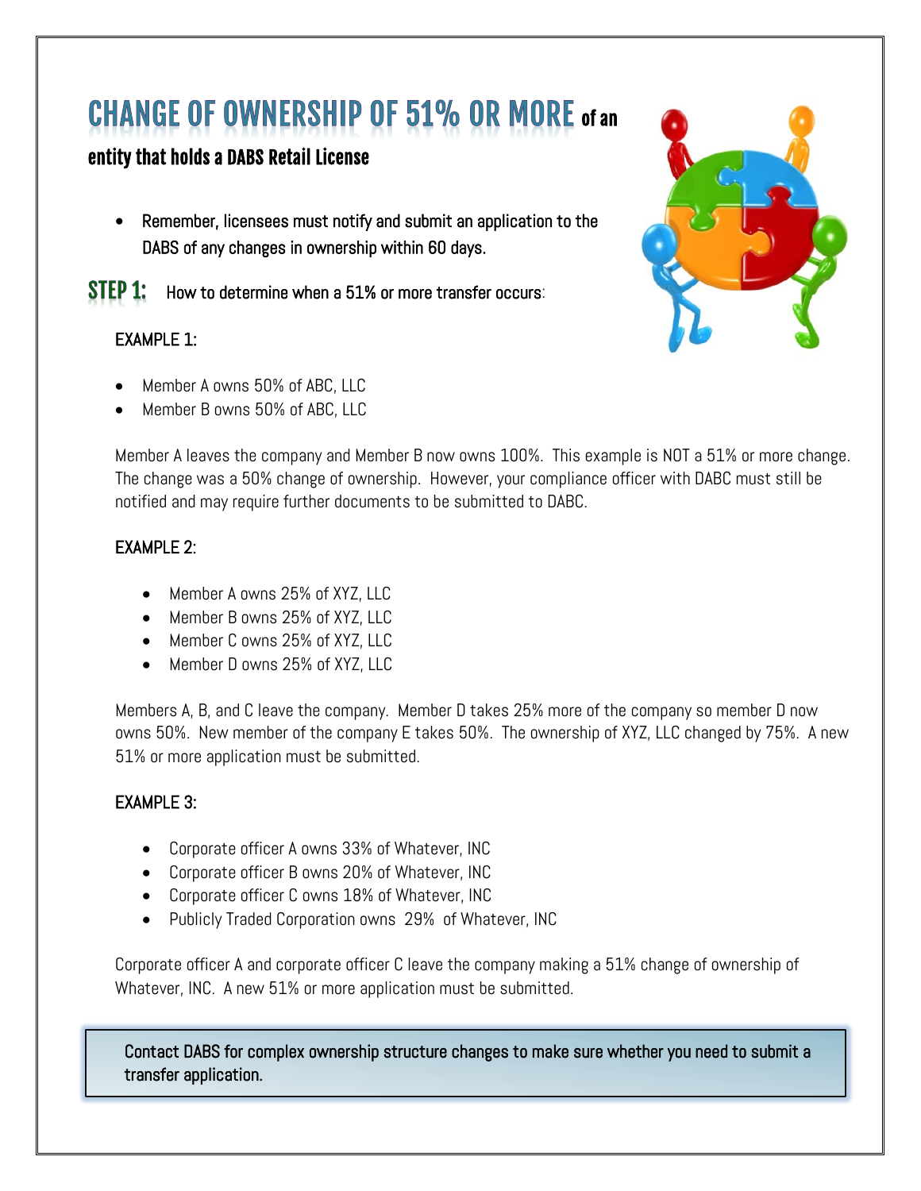# CHANGE OF OWNERSHIP OF 51% OR MORE of an entity that holds a DABS Retail License

- Remember, licensees must notify and submit an application to the DABS of any changes in ownership within 60 days.

**STEP 1:** How to determine when a 51% or more transfer occurs:

EXAMPLE 1:

- Member A owns 50% of ABC, LLC
- Member B owns 50% of ABC, LLC

Member A leaves the company and Member B now owns 100%. This example is NOT a 51% or more change. The change was a 50% change of ownership. However, your compliance officer with DABC must still be notified and may require further documents to be submitted to DABC.

EXAMPLE 2:

- Member A owns 25% of XYZ, LLC
- Member B owns 25% of XYZ, LLC
- Member C owns 25% of XYZ, LLC
- Member D owns 25% of XYZ, LLC

Members A, B, and C leave the company. Member D takes 25% more of the company so member D now owns 50%. New member of the company E takes 50%. The ownership of XYZ, LLC changed by 75%. A new 51% or more application must be submitted.

EXAMPLE 3:

- Corporate officer A owns 33% of Whatever, INC
- Corporate officer B owns 20% of Whatever, INC
- Corporate officer C owns 18% of Whatever, INC
- Publicly Traded Corporation owns 29% of Whatever, INC

Corporate officer A and corporate officer C leave the company making a 51% change of ownership of Whatever, INC. A new 51% or more application must be submitted.

**Contact DABS for complex ownership structure changes to make sure whether you need to submit a transfer application.**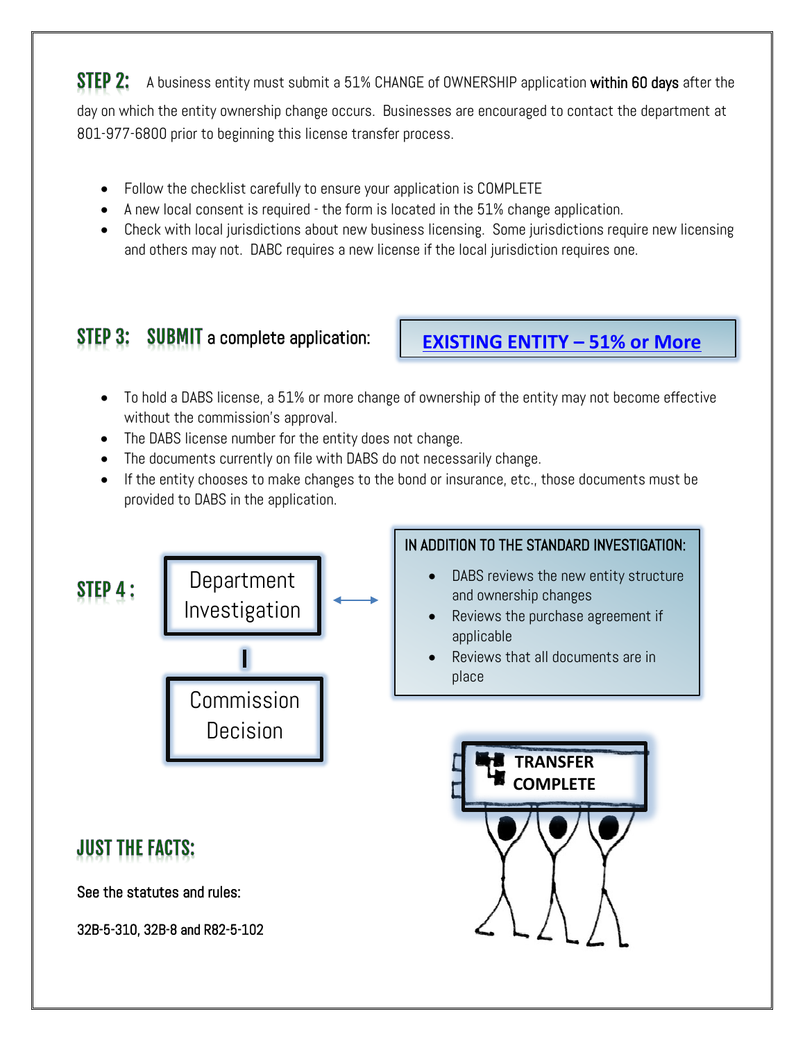## STEP 2:

A business entity must submit a 51% CHANGE of OWNERSHIP application **within 60 days** after the day on which the entity ownership change occurs. Businesses are encouraged to contact the department at 801-977-6800 prior to beginning this license transfer process.

- Follow the checklist carefully to ensure your application is COMPLETE
- A new local consent is required - the form is located in the 51% change application.
- Check with local jurisdictions about new business licensing. Some jurisdictions require new licensing and others may not. DABC requires a new license if the local jurisdiction requires one.

## STEP 3: SUBMIT a complete application:

**EXISTING ENTITY – 51% or More**

- To hold a DABS license, a 51% or more change of ownership of the entity may not become effective without the commission's approval.
- The DABS license number for the entity does not change.
- The documents currently on file with DABS do not necessarily change.
- If the entity chooses to make changes to the bond or insurance, etc., those documents must be provided to DABS in the application.

## STEP 4:

Department Investigation

Commission Decision

IN ADDITION TO THE STANDARD INVESTIGATION:

- DABS reviews the new entity structure and ownership changes
- Reviews the purchase agreement if applicable
- Reviews that all documents are in place

TRANSFER COMPLETE

## JUST THE FACTS:

See the statutes and rules:

32B-5-310, 32B-8 and R82-5-102